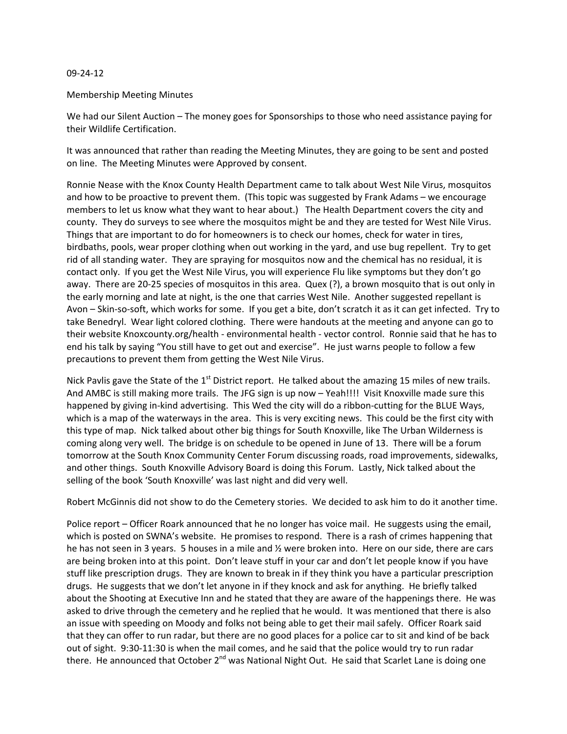09-24-12

Membership Meeting Minutes

We had our Silent Auction – The money goes for Sponsorships to those who need assistance paying for their Wildlife Certification.

It was announced that rather than reading the Meeting Minutes, they are going to be sent and posted on line. The Meeting Minutes were Approved by consent.

Ronnie Nease with the Knox County Health Department came to talk about West Nile Virus, mosquitos and how to be proactive to prevent them. (This topic was suggested by Frank Adams – we encourage members to let us know what they want to hear about.) The Health Department covers the city and county. They do surveys to see where the mosquitos might be and they are tested for West Nile Virus. Things that are important to do for homeowners is to check our homes, check for water in tires, birdbaths, pools, wear proper clothing when out working in the yard, and use bug repellent. Try to get rid of all standing water. They are spraying for mosquitos now and the chemical has no residual, it is contact only. If you get the West Nile Virus, you will experience Flu like symptoms but they don't go away. There are 20-25 species of mosquitos in this area. Quex (?), a brown mosquito that is out only in the early morning and late at night, is the one that carries West Nile. Another suggested repellant is Avon – Skin-so-soft, which works for some. If you get a bite, don't scratch it as it can get infected. Try to take Benedryl. Wear light colored clothing. There were handouts at the meeting and anyone can go to their website Knoxcounty.org/health - environmental health - vector control. Ronnie said that he has to end his talk by saying "You still have to get out and exercise". He just warns people to follow a few precautions to prevent them from getting the West Nile Virus.

Nick Pavlis gave the State of the 1st District report. He talked about the amazing 15 miles of new trails. And AMBC is still making more trails. The JFG sign is up now – Yeah!!!! Visit Knoxville made sure this happened by giving in-kind advertising. This Wed the city will do a ribbon-cutting for the BLUE Ways, which is a map of the waterways in the area. This is very exciting news. This could be the first city with this type of map. Nick talked about other big things for South Knoxville, like The Urban Wilderness is coming along very well. The bridge is on schedule to be opened in June of 13. There will be a forum tomorrow at the South Knox Community Center Forum discussing roads, road improvements, sidewalks, and other things. South Knoxville Advisory Board is doing this Forum. Lastly, Nick talked about the selling of the book 'South Knoxville' was last night and did very well.

Robert McGinnis did not show to do the Cemetery stories. We decided to ask him to do it another time.

Police report – Officer Roark announced that he no longer has voice mail. He suggests using the email, which is posted on SWNA's website. He promises to respond. There is a rash of crimes happening that he has not seen in 3 years. 5 houses in a mile and ½ were broken into. Here on our side, there are cars are being broken into at this point. Don't leave stuff in your car and don't let people know if you have stuff like prescription drugs. They are known to break in if they think you have a particular prescription drugs. He suggests that we don't let anyone in if they knock and ask for anything. He briefly talked about the Shooting at Executive Inn and he stated that they are aware of the happenings there. He was asked to drive through the cemetery and he replied that he would. It was mentioned that there is also an issue with speeding on Moody and folks not being able to get their mail safely. Officer Roark said that they can offer to run radar, but there are no good places for a police car to sit and kind of be back out of sight. 9:30-11:30 is when the mail comes, and he said that the police would try to run radar there. He announced that October 2nd was National Night Out. He said that Scarlet Lane is doing one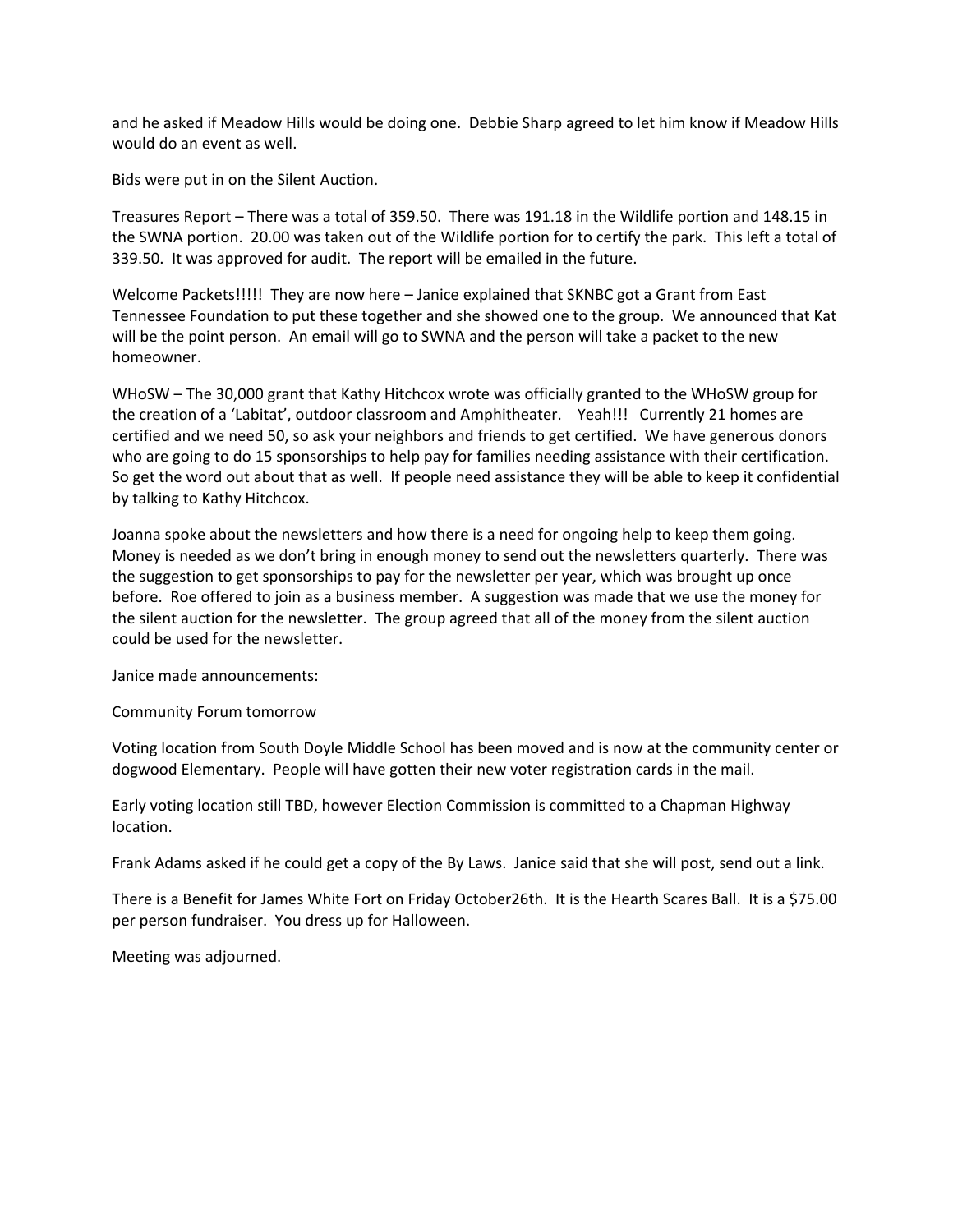and he asked if Meadow Hills would be doing one. Debbie Sharp agreed to let him know if Meadow Hills would do an event as well.

Bids were put in on the Silent Auction.

Treasures Report – There was a total of 359.50. There was 191.18 in the Wildlife portion and 148.15 in the SWNA portion. 20.00 was taken out of the Wildlife portion for to certify the park. This left a total of 339.50. It was approved for audit. The report will be emailed in the future.

Welcome Packets!!!!! They are now here – Janice explained that SKNBC got a Grant from East Tennessee Foundation to put these together and she showed one to the group. We announced that Kat will be the point person. An email will go to SWNA and the person will take a packet to the new homeowner.

WHoSW – The 30,000 grant that Kathy Hitchcox wrote was officially granted to the WHoSW group for the creation of a 'Labitat', outdoor classroom and Amphitheater. Yeah!!! Currently 21 homes are certified and we need 50, so ask your neighbors and friends to get certified. We have generous donors who are going to do 15 sponsorships to help pay for families needing assistance with their certification. So get the word out about that as well. If people need assistance they will be able to keep it confidential by talking to Kathy Hitchcox.

Joanna spoke about the newsletters and how there is a need for ongoing help to keep them going. Money is needed as we don't bring in enough money to send out the newsletters quarterly. There was the suggestion to get sponsorships to pay for the newsletter per year, which was brought up once before. Roe offered to join as a business member. A suggestion was made that we use the money for the silent auction for the newsletter. The group agreed that all of the money from the silent auction could be used for the newsletter.

Janice made announcements:

Community Forum tomorrow

Voting location from South Doyle Middle School has been moved and is now at the community center or dogwood Elementary. People will have gotten their new voter registration cards in the mail.

Early voting location still TBD, however Election Commission is committed to a Chapman Highway location.

Frank Adams asked if he could get a copy of the By Laws. Janice said that she will post, send out a link.

There is a Benefit for James White Fort on Friday October26th. It is the Hearth Scares Ball. It is a $75.00 per person fundraiser. You dress up for Halloween.

Meeting was adjourned.